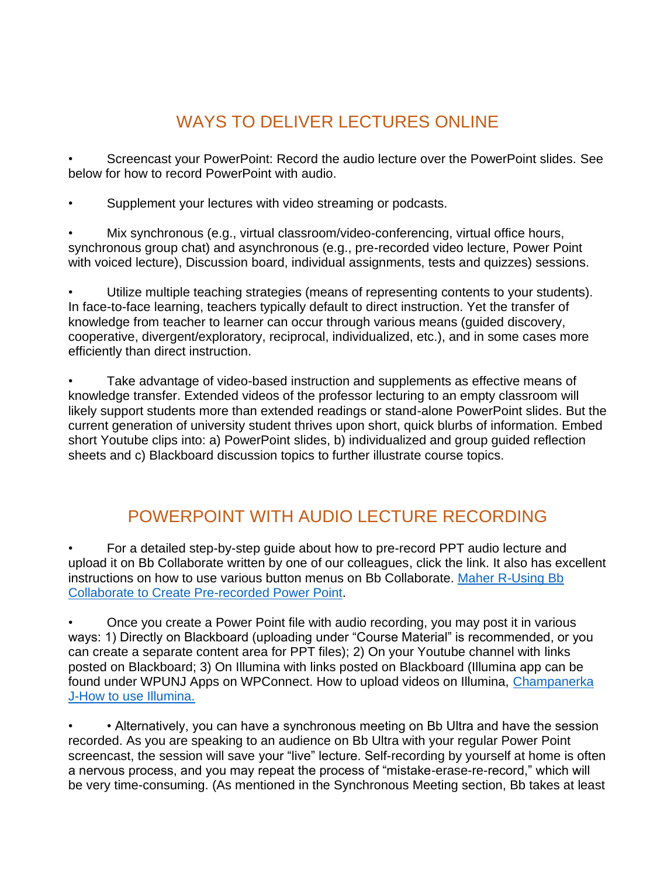## WAYS TO DELIVER LECTURES ONLINE

- Screencast your PowerPoint: Record the audio lecture over the PowerPoint slides. See below for how to record PowerPoint with audio.

- Supplement your lectures with video streaming or podcasts.

- Mix synchronous (e.g., virtual classroom/video-conferencing, virtual office hours, synchronous group chat) and asynchronous (e.g., pre-recorded video lecture, Power Point with voiced lecture), Discussion board, individual assignments, tests and quizzes) sessions.

- Utilize multiple teaching strategies (means of representing contents to your students). In face-to-face learning, teachers typically default to direct instruction. Yet the transfer of knowledge from teacher to learner can occur through various means (guided discovery, cooperative, divergent/exploratory, reciprocal, individualized, etc.), and in some cases more efficiently than direct instruction.

- Take advantage of video-based instruction and supplements as effective means of knowledge transfer. Extended videos of the professor lecturing to an empty classroom will likely support students more than extended readings or stand-alone PowerPoint slides. But the current generation of university student thrives upon short, quick blurbs of information. Embed short Youtube clips into: a) PowerPoint slides, b) individualized and group guided reflection sheets and c) Blackboard discussion topics to further illustrate course topics.

## POWERPOINT WITH AUDIO LECTURE RECORDING

- For a detailed step-by-step guide about how to pre-record PPT audio lecture and upload it on Bb Collaborate written by one of our colleagues, click the link. It also has excellent instructions on how to use various button menus on Bb Collaborate. Maher R-Using Bb Collaborate to Create Pre-recorded Power Point.

- Once you create a Power Point file with audio recording, you may post it in various ways: 1) Directly on Blackboard (uploading under "Course Material" is recommended, or you can create a separate content area for PPT files); 2) On your Youtube channel with links posted on Blackboard; 3) On Illumina with links posted on Blackboard (Illumina app can be found under WPUNJ Apps on WPConnect. How to upload videos on Illumina, Champanerka J-How to use Illumina.

- • Alternatively, you can have a synchronous meeting on Bb Ultra and have the session recorded. As you are speaking to an audience on Bb Ultra with your regular Power Point screencast, the session will save your "live" lecture. Self-recording by yourself at home is often a nervous process, and you may repeat the process of "mistake-erase-re-record," which will be very time-consuming. (As mentioned in the Synchronous Meeting section, Bb takes at least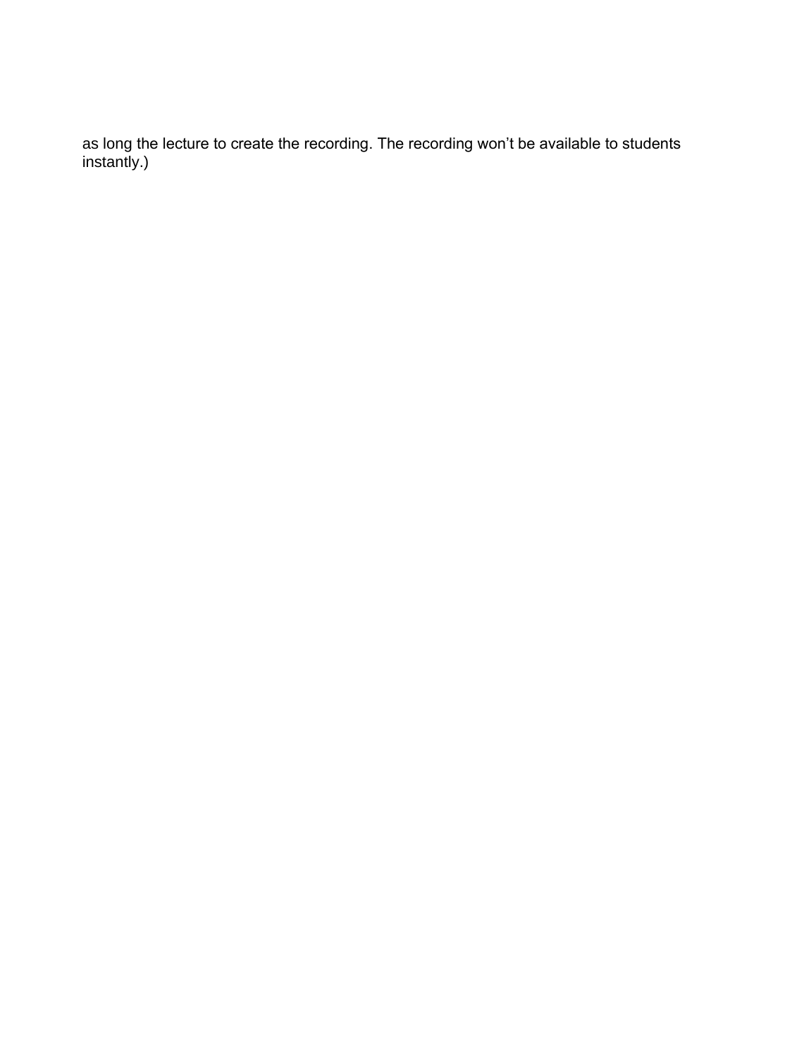as long the lecture to create the recording. The recording won't be available to students instantly.)